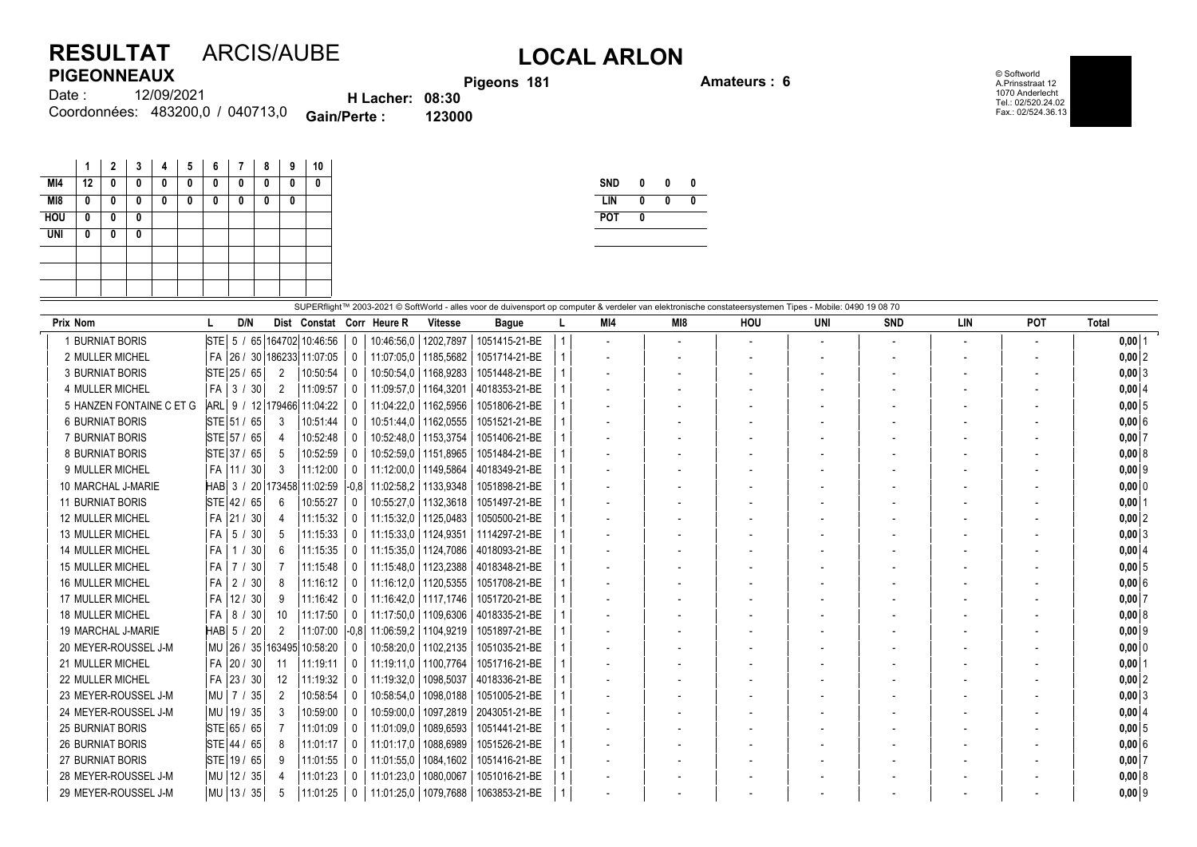# RESULTAT ARCIS/AUBE

## LOCAL ARLON

**PIGEONNEAUX**

Date : 12/09/2021

Coordonnées: 483200,0 / 040713,0

**Pigeons 181**

**H Lacher: 08:30**

**Gain/Perte : 123000**

**Amateurs : 6**

© Softworld
A.Prinsstraat 12
1070 Anderlecht
Tel.: 02/520.24.02
Fax.: 02/524.36.13

| | 1 | 2 | 3 | 4 | 5 | 6 | 7 | 8 | 9 | 10 |
|---|---|---|---|---|---|---|---|---|---|---|
| MI4 | 12 | 0 | 0 | 0 | 0 | 0 | 0 | 0 | 0 | 0 |
| MI8 | 0 | 0 | 0 | 0 | 0 | 0 | 0 | 0 | 0 | |
| HOU | 0 | 0 | 0 | | | | | | | |
| UNI | 0 | 0 | 0 | | | | | | | |

| | | | |
|---|---|---|---|
| SND | 0 | 0 | 0 |
| LIN | 0 | 0 | 0 |
| POT | 0 | | |

SUPERflight™ 2003-2021 © SoftWorld - alles voor de duivensport op computer & verdeler van elektronische constateersystemen Tipes - Mobile: 0490 19 08 70

| Prix | Nom | L | D/N | Dist | Constat | Corr | Heure R | Vitesse | Bague | L | MI4 | MI8 | HOU | UNI | SND | LIN | POT | Total |
|---|---|---|---|---|---|---|---|---|---|---|---|---|---|---|---|---|---|---|
| 1 | BURNIAT BORIS | STE | 5 / 65 | 164702 | 10:46:56 | 0 | 10:46:56,0 | 1202,7897 | 1051415-21-BE | 1 | - | - | - | - | - | - | - | 0,00 1 |
| 2 | MULLER MICHEL | FA | 26 / 30 | 186233 | 11:07:05 | 0 | 11:07:05,0 | 1185,5682 | 1051714-21-BE | 1 | - | - | - | - | - | - | - | 0,00 2 |
| 3 | BURNIAT BORIS | STE | 25 / 65 | 2 | 10:50:54 | 0 | 10:50:54,0 | 1168,9283 | 1051448-21-BE | 1 | - | - | - | - | - | - | - | 0,00 3 |
| 4 | MULLER MICHEL | FA | 3 / 30 | 2 | 11:09:57 | 0 | 11:09:57,0 | 1164,3201 | 4018353-21-BE | 1 | - | - | - | - | - | - | - | 0,00 4 |
| 5 | HANZEN FONTAINE C ET G | ARL | 9 / 12 | 179466 | 11:04:22 | 0 | 11:04:22,0 | 1162,5956 | 1051806-21-BE | 1 | - | - | - | - | - | - | - | 0,00 5 |
| 6 | BURNIAT BORIS | STE | 51 / 65 | 3 | 10:51:44 | 0 | 10:51:44,0 | 1162,0555 | 1051521-21-BE | 1 | - | - | - | - | - | - | - | 0,00 6 |
| 7 | BURNIAT BORIS | STE | 57 / 65 | 4 | 10:52:48 | 0 | 10:52:48,0 | 1153,3754 | 1051406-21-BE | 1 | - | - | - | - | - | - | - | 0,00 7 |
| 8 | BURNIAT BORIS | STE | 37 / 65 | 5 | 10:52:59 | 0 | 10:52:59,0 | 1151,8965 | 1051484-21-BE | 1 | - | - | - | - | - | - | - | 0,00 8 |
| 9 | MULLER MICHEL | FA | 11 / 30 | 3 | 11:12:00 | 0 | 11:12:00,0 | 1149,5864 | 4018349-21-BE | 1 | - | - | - | - | - | - | - | 0,00 9 |
| 10 | MARCHAL J-MARIE | HAB | 3 / 20 | 173458 | 11:02:59 | -0,8 | 11:02:58,2 | 1133,9348 | 1051898-21-BE | 1 | - | - | - | - | - | - | - | 0,00 0 |
| 11 | BURNIAT BORIS | STE | 42 / 65 | 6 | 10:55:27 | 0 | 10:55:27,0 | 1132,3618 | 1051497-21-BE | 1 | - | - | - | - | - | - | - | 0,00 1 |
| 12 | MULLER MICHEL | FA | 21 / 30 | 4 | 11:15:32 | 0 | 11:15:32,0 | 1125,0483 | 1050500-21-BE | 1 | - | - | - | - | - | - | - | 0,00 2 |
| 13 | MULLER MICHEL | FA | 5 / 30 | 5 | 11:15:33 | 0 | 11:15:33,0 | 1124,9351 | 1114297-21-BE | 1 | - | - | - | - | - | - | - | 0,00 3 |
| 14 | MULLER MICHEL | FA | 1 / 30 | 6 | 11:15:35 | 0 | 11:15:35,0 | 1124,7086 | 4018093-21-BE | 1 | - | - | - | - | - | - | - | 0,00 4 |
| 15 | MULLER MICHEL | FA | 7 / 30 | 7 | 11:15:48 | 0 | 11:15:48,0 | 1123,2388 | 4018348-21-BE | 1 | - | - | - | - | - | - | - | 0,00 5 |
| 16 | MULLER MICHEL | FA | 2 / 30 | 8 | 11:16:12 | 0 | 11:16:12,0 | 1120,5355 | 1051708-21-BE | 1 | - | - | - | - | - | - | - | 0,00 6 |
| 17 | MULLER MICHEL | FA | 12 / 30 | 9 | 11:16:42 | 0 | 11:16:42,0 | 1117,1746 | 1051720-21-BE | 1 | - | - | - | - | - | - | - | 0,00 7 |
| 18 | MULLER MICHEL | FA | 8 / 30 | 10 | 11:17:50 | 0 | 11:17:50,0 | 1109,6306 | 4018335-21-BE | 1 | - | - | - | - | - | - | - | 0,00 8 |
| 19 | MARCHAL J-MARIE | HAB | 5 / 20 | 2 | 11:07:00 | -0,8 | 11:06:59,2 | 1104,9219 | 1051897-21-BE | 1 | - | - | - | - | - | - | - | 0,00 9 |
| 20 | MEYER-ROUSSEL J-M | MU | 26 / 35 | 163495 | 10:58:20 | 0 | 10:58:20,0 | 1102,2135 | 1051035-21-BE | 1 | - | - | - | - | - | - | - | 0,00 0 |
| 21 | MULLER MICHEL | FA | 20 / 30 | 11 | 11:19:11 | 0 | 11:19:11,0 | 1100,7764 | 1051716-21-BE | 1 | - | - | - | - | - | - | - | 0,00 1 |
| 22 | MULLER MICHEL | FA | 23 / 30 | 12 | 11:19:32 | 0 | 11:19:32,0 | 1098,5037 | 4018336-21-BE | 1 | - | - | - | - | - | - | - | 0,00 2 |
| 23 | MEYER-ROUSSEL J-M | MU | 7 / 35 | 2 | 10:58:54 | 0 | 10:58:54,0 | 1098,0188 | 1051005-21-BE | 1 | - | - | - | - | - | - | - | 0,00 3 |
| 24 | MEYER-ROUSSEL J-M | MU | 19 / 35 | 3 | 10:59:00 | 0 | 10:59:00,0 | 1097,2819 | 2043051-21-BE | 1 | - | - | - | - | - | - | - | 0,00 4 |
| 25 | BURNIAT BORIS | STE | 65 / 65 | 7 | 11:01:09 | 0 | 11:01:09,0 | 1089,6593 | 1051441-21-BE | 1 | - | - | - | - | - | - | - | 0,00 5 |
| 26 | BURNIAT BORIS | STE | 44 / 65 | 8 | 11:01:17 | 0 | 11:01:17,0 | 1088,6989 | 1051526-21-BE | 1 | - | - | - | - | - | - | - | 0,00 6 |
| 27 | BURNIAT BORIS | STE | 19 / 65 | 9 | 11:01:55 | 0 | 11:01:55,0 | 1084,1602 | 1051416-21-BE | 1 | - | - | - | - | - | - | - | 0,00 7 |
| 28 | MEYER-ROUSSEL J-M | MU | 12 / 35 | 4 | 11:01:23 | 0 | 11:01:23,0 | 1080,0067 | 1051016-21-BE | 1 | - | - | - | - | - | - | - | 0,00 8 |
| 29 | MEYER-ROUSSEL J-M | MU | 13 / 35 | 5 | 11:01:25 | 0 | 11:01:25,0 | 1079,7688 | 1063853-21-BE | 1 | - | - | - | - | - | - | - | 0,00 9 |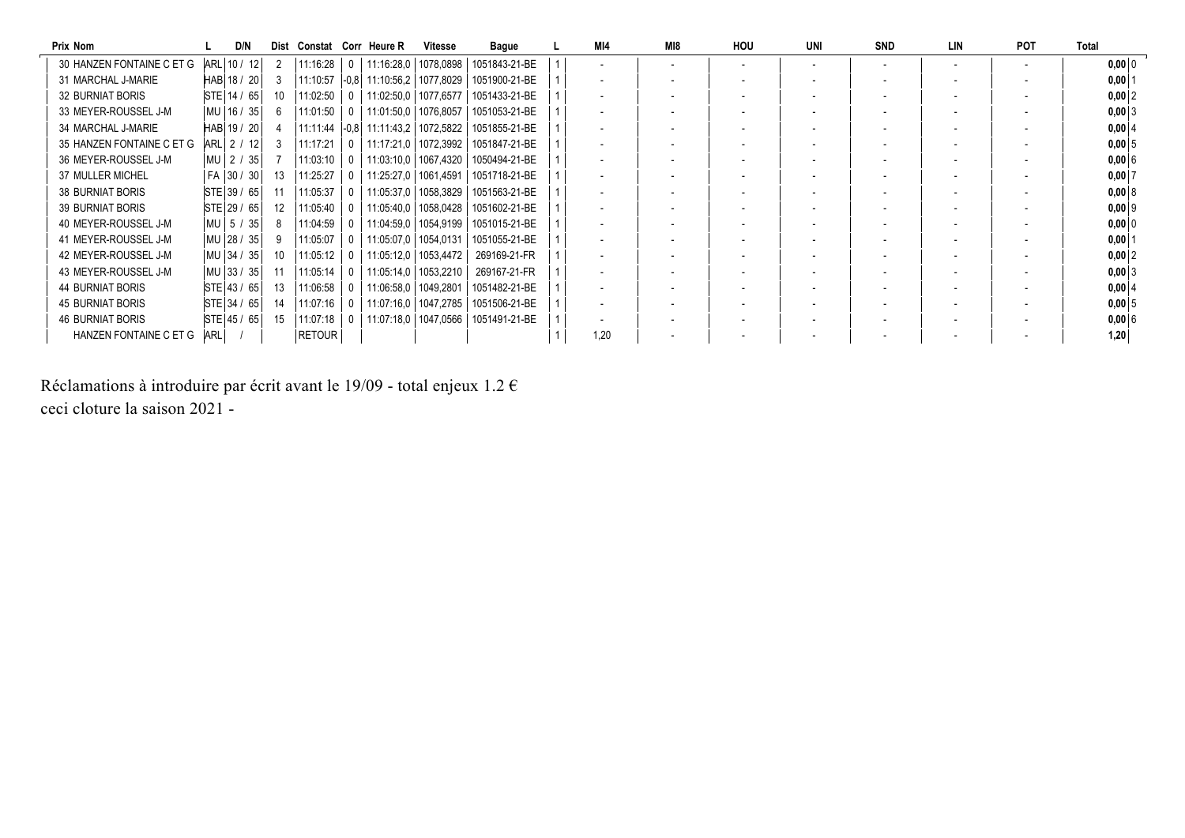| Prix | Nom | L | D/N | Dist | Constat | Corr | Heure R | Vitesse | Bague | L | MI4 | MI8 | HOU | UNI | SND | LIN | POT | Total | |
|---|---|---|---|---|---|---|---|---|---|---|---|---|---|---|---|---|---|---|---|
| 30 | HANZEN FONTAINE C ET G | ARL | 10 / 12 | 2 | 11:16:28 | 0 | 11:16:28,0 | 1078,0898 | 1051843-21-BE | 1 | - | - | - | - | - | - | - | 0,00 | 0 |
| 31 | MARCHAL J-MARIE | HAB | 18 / 20 | 3 | 11:10:57 | -0,8 | 11:10:56,2 | 1077,8029 | 1051900-21-BE | 1 | - | - | - | - | - | - | - | 0,00 | 1 |
| 32 | BURNIAT BORIS | STE | 14 / 65 | 10 | 11:02:50 | 0 | 11:02:50,0 | 1077,6577 | 1051433-21-BE | 1 | - | - | - | - | - | - | - | 0,00 | 2 |
| 33 | MEYER-ROUSSEL J-M | MU | 16 / 35 | 6 | 11:01:50 | 0 | 11:01:50,0 | 1076,8057 | 1051053-21-BE | 1 | - | - | - | - | - | - | - | 0,00 | 3 |
| 34 | MARCHAL J-MARIE | HAB | 19 / 20 | 4 | 11:11:44 | -0,8 | 11:11:43,2 | 1072,5822 | 1051855-21-BE | 1 | - | - | - | - | - | - | - | 0,00 | 4 |
| 35 | HANZEN FONTAINE C ET G | ARL | 2 / 12 | 3 | 11:17:21 | 0 | 11:17:21,0 | 1072,3992 | 1051847-21-BE | 1 | - | - | - | - | - | - | - | 0,00 | 5 |
| 36 | MEYER-ROUSSEL J-M | MU | 5 / 35 | 7 | 11:03:10 | 0 | 11:03:10,0 | 1067,4320 | 1050494-21-BE | 1 | - | - | - | - | - | - | - | 0,00 | 6 |
| 37 | MULLER MICHEL | FA | 30 / 30 | 13 | 11:25:27 | 0 | 11:25:27,0 | 1061,4591 | 1051718-21-BE | 1 | - | - | - | - | - | - | - | 0,00 | 7 |
| 38 | BURNIAT BORIS | STE | 39 / 65 | 11 | 11:05:37 | 0 | 11:05:37,0 | 1058,3829 | 1051563-21-BE | 1 | - | - | - | - | - | - | - | 0,00 | 8 |
| 39 | BURNIAT BORIS | STE | 29 / 65 | 12 | 11:05:40 | 0 | 11:05:40,0 | 1058,0428 | 1051602-21-BE | 1 | - | - | - | - | - | - | - | 0,00 | 9 |
| 40 | MEYER-ROUSSEL J-M | MU | 2 / 35 | 8 | 11:04:59 | 0 | 11:04:59,0 | 1054,9199 | 1051015-21-BE | 1 | - | - | - | - | - | - | - | 0,00 | 0 |
| 41 | MEYER-ROUSSEL J-M | MU | 28 / 35 | 9 | 11:05:07 | 0 | 11:05:07,0 | 1054,0131 | 1051055-21-BE | 1 | - | - | - | - | - | - | - | 0,00 | 1 |
| 42 | MEYER-ROUSSEL J-M | MU | 34 / 35 | 10 | 11:05:12 | 0 | 11:05:12,0 | 1053,4472 | 269169-21-FR | 1 | - | - | - | - | - | - | - | 0,00 | 2 |
| 43 | MEYER-ROUSSEL J-M | MU | 33 / 35 | 11 | 11:05:14 | 0 | 11:05:14,0 | 1053,2210 | 269167-21-FR | 1 | - | - | - | - | - | - | - | 0,00 | 3 |
| 44 | BURNIAT BORIS | STE | 43 / 65 | 13 | 11:06:58 | 0 | 11:06:58,0 | 1049,2801 | 1051482-21-BE | 1 | - | - | - | - | - | - | - | 0,00 | 4 |
| 45 | BURNIAT BORIS | STE | 34 / 65 | 14 | 11:07:16 | 0 | 11:07:16,0 | 1047,2785 | 1051506-21-BE | 1 | - | - | - | - | - | - | - | 0,00 | 5 |
| 46 | BURNIAT BORIS | STE | 45 / 65 | 15 | 11:07:18 | 0 | 11:07:18,0 | 1047,0566 | 1051491-21-BE | 1 | - | - | - | - | - | - | - | 0,00 | 6 |
| | HANZEN FONTAINE C ET G | ARL | / | | RETOUR | | | | | 1 | 1,20 | - | - | - | - | - | - | 1,20 | |

Réclamations à introduire par écrit avant le 19/09 - total enjeux 1.2 €

ceci cloture la saison 2021 -